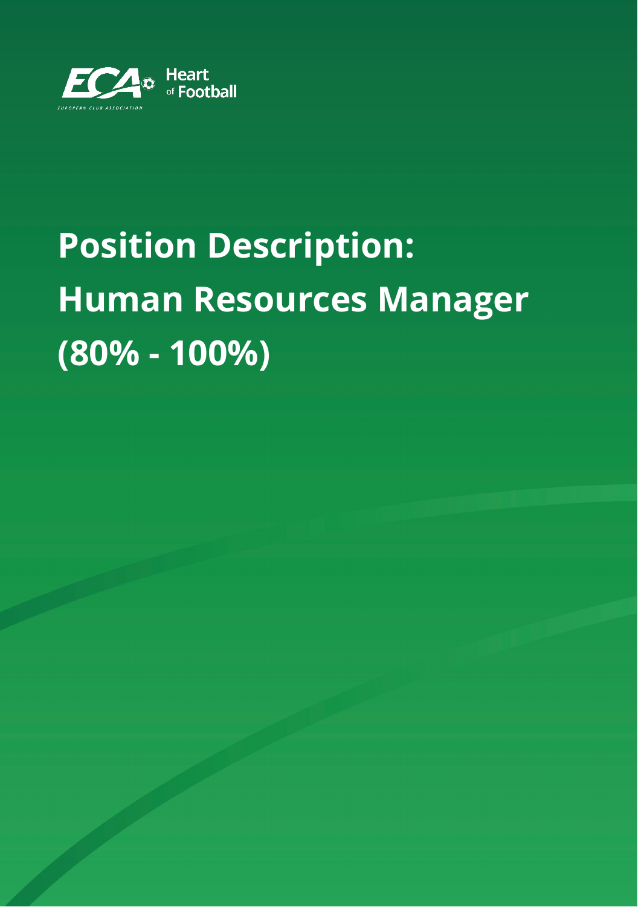ECA Heart of Football

EUROPEAN CLUB ASSOCIATION

# Position Description: Human Resources Manager (80% - 100%)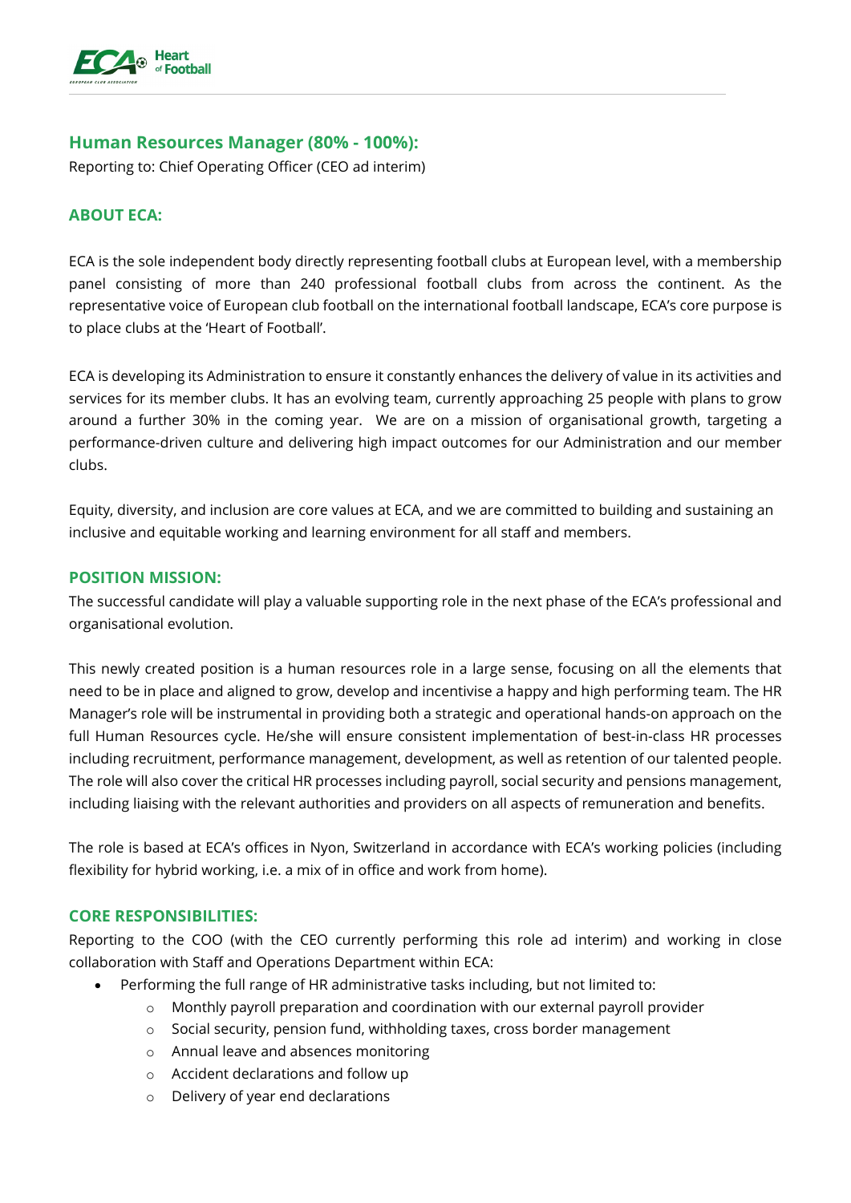## Human Resources Manager (80% - 100%):

Reporting to: Chief Operating Officer (CEO ad interim)

### ABOUT ECA:

ECA is the sole independent body directly representing football clubs at European level, with a membership panel consisting of more than 240 professional football clubs from across the continent. As the representative voice of European club football on the international football landscape, ECA's core purpose is to place clubs at the 'Heart of Football'.

ECA is developing its Administration to ensure it constantly enhances the delivery of value in its activities and services for its member clubs. It has an evolving team, currently approaching 25 people with plans to grow around a further 30% in the coming year. We are on a mission of organisational growth, targeting a performance-driven culture and delivering high impact outcomes for our Administration and our member clubs.

Equity, diversity, and inclusion are core values at ECA, and we are committed to building and sustaining an inclusive and equitable working and learning environment for all staff and members.

### POSITION MISSION:

The successful candidate will play a valuable supporting role in the next phase of the ECA's professional and organisational evolution.

This newly created position is a human resources role in a large sense, focusing on all the elements that need to be in place and aligned to grow, develop and incentivise a happy and high performing team. The HR Manager's role will be instrumental in providing both a strategic and operational hands-on approach on the full Human Resources cycle. He/she will ensure consistent implementation of best-in-class HR processes including recruitment, performance management, development, as well as retention of our talented people. The role will also cover the critical HR processes including payroll, social security and pensions management, including liaising with the relevant authorities and providers on all aspects of remuneration and benefits.

The role is based at ECA's offices in Nyon, Switzerland in accordance with ECA's working policies (including flexibility for hybrid working, i.e. a mix of in office and work from home).

### CORE RESPONSIBILITIES:

Reporting to the COO (with the CEO currently performing this role ad interim) and working in close collaboration with Staff and Operations Department within ECA:

- Performing the full range of HR administrative tasks including, but not limited to:
  - Monthly payroll preparation and coordination with our external payroll provider
  - Social security, pension fund, withholding taxes, cross border management
  - Annual leave and absences monitoring
  - Accident declarations and follow up
  - Delivery of year end declarations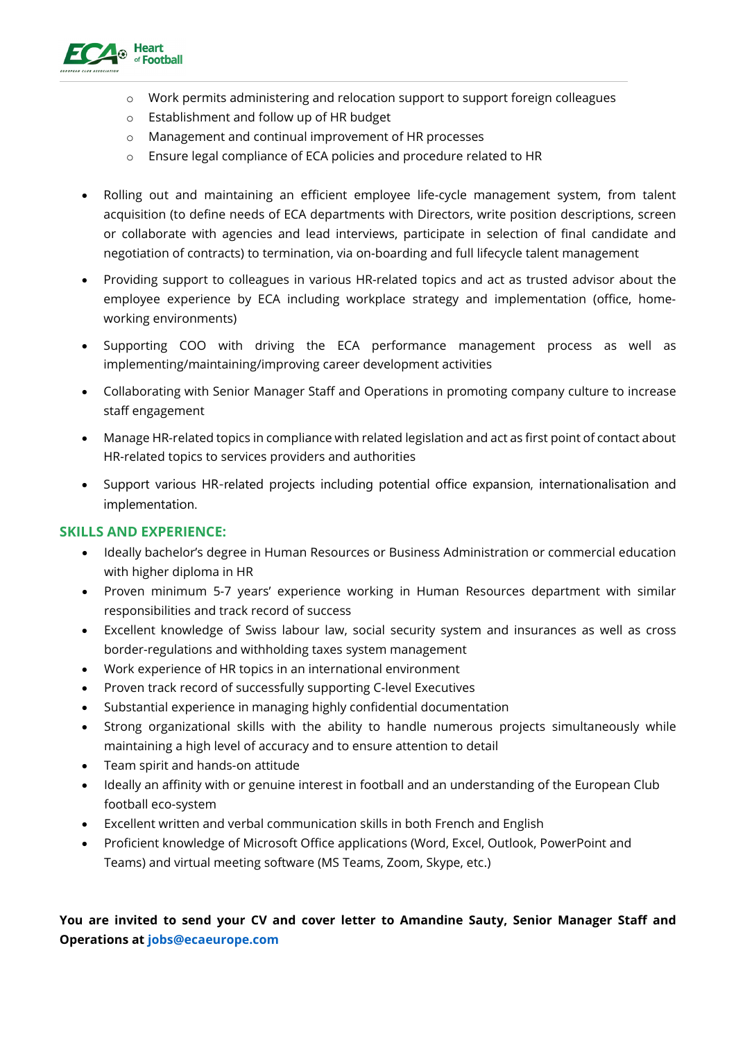- Work permits administering and relocation support to support foreign colleagues
- Establishment and follow up of HR budget
- Management and continual improvement of HR processes
- Ensure legal compliance of ECA policies and procedure related to HR

- Rolling out and maintaining an efficient employee life-cycle management system, from talent acquisition (to define needs of ECA departments with Directors, write position descriptions, screen or collaborate with agencies and lead interviews, participate in selection of final candidate and negotiation of contracts) to termination, via on-boarding and full lifecycle talent management
- Providing support to colleagues in various HR-related topics and act as trusted advisor about the employee experience by ECA including workplace strategy and implementation (office, home-working environments)
- Supporting COO with driving the ECA performance management process as well as implementing/maintaining/improving career development activities
- Collaborating with Senior Manager Staff and Operations in promoting company culture to increase staff engagement
- Manage HR-related topics in compliance with related legislation and act as first point of contact about HR-related topics to services providers and authorities
- Support various HR-related projects including potential office expansion, internationalisation and implementation.

## SKILLS AND EXPERIENCE:

- Ideally bachelor's degree in Human Resources or Business Administration or commercial education with higher diploma in HR
- Proven minimum 5-7 years' experience working in Human Resources department with similar responsibilities and track record of success
- Excellent knowledge of Swiss labour law, social security system and insurances as well as cross border-regulations and withholding taxes system management
- Work experience of HR topics in an international environment
- Proven track record of successfully supporting C-level Executives
- Substantial experience in managing highly confidential documentation
- Strong organizational skills with the ability to handle numerous projects simultaneously while maintaining a high level of accuracy and to ensure attention to detail
- Team spirit and hands-on attitude
- Ideally an affinity with or genuine interest in football and an understanding of the European Club football eco-system
- Excellent written and verbal communication skills in both French and English
- Proficient knowledge of Microsoft Office applications (Word, Excel, Outlook, PowerPoint and Teams) and virtual meeting software (MS Teams, Zoom, Skype, etc.)

**You are invited to send your CV and cover letter to Amandine Sauty, Senior Manager Staff and Operations at jobs@ecaeurope.com**